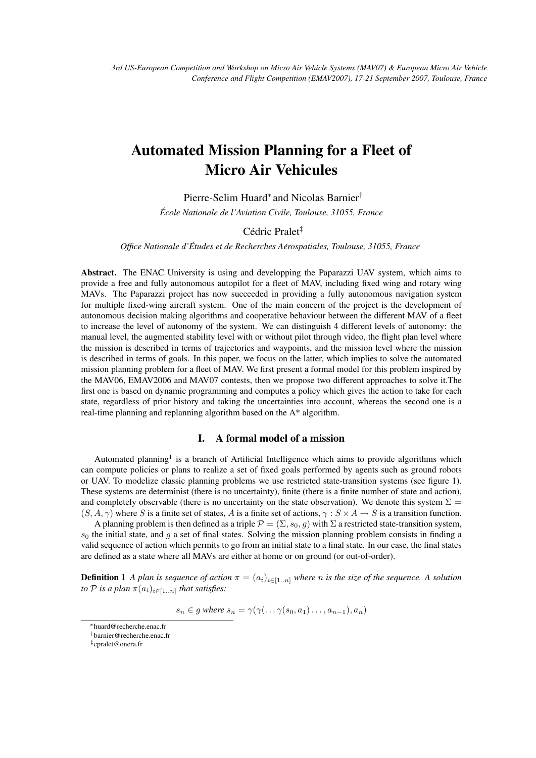# Automated Mission Planning for a Fleet of Micro Air Vehicules

Pierre-Selim Huard[*] and Nicolas Barnier[†]

*École Nationale de l'Aviation Civile, Toulouse, 31055, France*

Cédric Pralet[‡]

*Office Nationale d'Études et de Recherches Aérospatiales, Toulouse, 31055, France*

**Abstract.** The ENAC University is using and developping the Paparazzi UAV system, which aims to provide a free and fully autonomous autopilot for a fleet of MAV, including fixed wing and rotary wing MAVs. The Paparazzi project has now succeeded in providing a fully autonomous navigation system for multiple fixed-wing aircraft system. One of the main concern of the project is the development of autonomous decision making algorithms and cooperative behaviour between the different MAV of a fleet to increase the level of autonomy of the system. We can distinguish 4 different levels of autonomy: the manual level, the augmented stability level with or without pilot through video, the flight plan level where the mission is described in terms of trajectories and waypoints, and the mission level where the mission is described in terms of goals. In this paper, we focus on the latter, which implies to solve the automated mission planning problem for a fleet of MAV. We first present a formal model for this problem inspired by the MAV06, EMAV2006 and MAV07 contests, then we propose two different approaches to solve it.The first one is based on dynamic programming and computes a policy which gives the action to take for each state, regardless of prior history and taking the uncertainties into account, whereas the second one is a real-time planning and replanning algorithm based on the A* algorithm.

## I. A formal model of a mission

Automated planning[1] is a branch of Artificial Intelligence which aims to provide algorithms which can compute policies or plans to realize a set of fixed goals performed by agents such as ground robots or UAV. To modelize classic planning problems we use restricted state-transition systems (see figure 1). These systems are determinist (there is no uncertainty), finite (there is a finite number of state and action), and completely observable (there is no uncertainty on the state observation). We denote this system $\Sigma = (S, A, \gamma)$ where $S$ is a finite set of states, $A$ is a finite set of actions, $\gamma : S \times A \rightarrow S$ is a transition function.

A planning problem is then defined as a triple $\mathcal{P} = (\Sigma, s_0, g)$ with $\Sigma$ a restricted state-transition system, $s_0$ the initial state, and $g$ a set of final states. Solving the mission planning problem consists in finding a valid sequence of action which permits to go from an initial state to a final state. In our case, the final states are defined as a state where all MAVs are either at home or on ground (or out-of-order).

**Definition 1** *A plan is sequence of action $\pi = (a_i)_{i \in [1..n]}$ where $n$ is the size of the sequence. A solution to $\mathcal{P}$ is a plan $\pi(a_i)_{i \in [1..n]}$ that satisfies:*

$$s_n \in g \text{ where } s_n = \gamma(\gamma(\dots\gamma(s_0, a_1)\dots, a_{n-1}), a_n)$$

[*] huard@recherche.enac.fr

[†] barnier@recherche.enac.fr

[‡] cpralet@onera.fr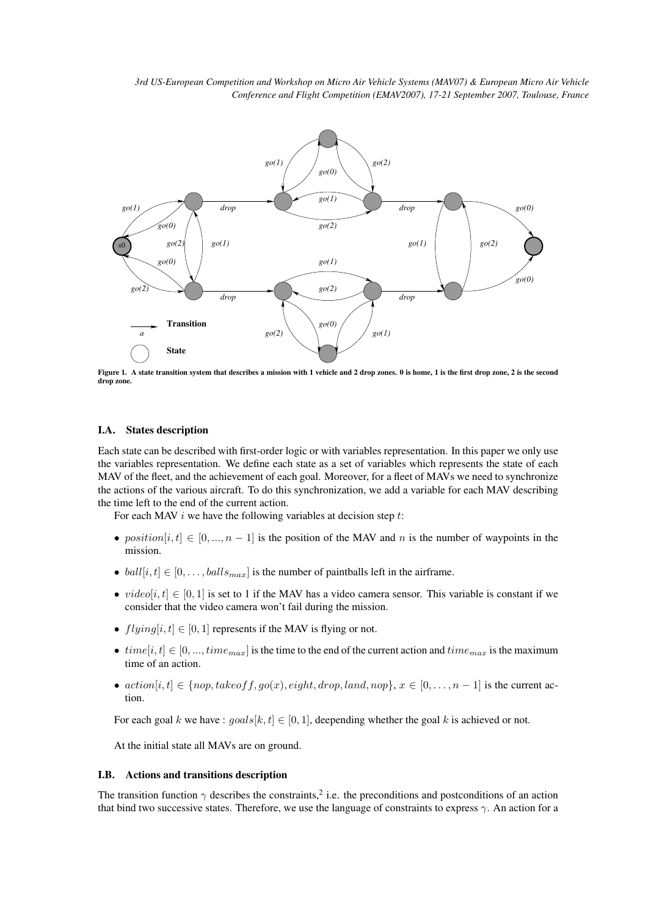Figure 1. A state transition system that describes a mission with 1 vehicle and 2 drop zones. 0 is home, 1 is the first drop zone, 2 is the second drop zone.

### I.A. States description

Each state can be described with first-order logic or with variables representation. In this paper we only use the variables representation. We define each state as a set of variables which represents the state of each MAV of the fleet, and the achievement of each goal. Moreover, for a fleet of MAVs we need to synchronize the actions of the various aircraft. To do this synchronization, we add a variable for each MAV describing the time left to the end of the current action.

For each MAV $i$ we have the following variables at decision step $t$:

- $position[i, t] \in [0, ..., n-1]$ is the position of the MAV and $n$ is the number of waypoints in the mission.
- $ball[i, t] \in [0, \ldots, balls_{max}]$ is the number of paintballs left in the airframe.
- $video[i, t] \in [0, 1]$ is set to 1 if the MAV has a video camera sensor. This variable is constant if we consider that the video camera won't fail during the mission.
- $flying[i, t] \in [0, 1]$ represents if the MAV is flying or not.
- $time[i, t] \in [0, ..., time_{max}]$ is the time to the end of the current action and $time_{max}$ is the maximum time of an action.
- $action[i, t] \in \{nop, takeoff, go(x), eight, drop, land, nop\}$, $x \in [0, \ldots, n-1]$ is the current action.

For each goal $k$ we have : $goals[k, t] \in [0, 1]$, deepending whether the goal $k$ is achieved or not.

At the initial state all MAVs are on ground.

### I.B. Actions and transitions description

The transition function $\gamma$ describes the constraints,[2] i.e. the preconditions and postconditions of an action that bind two successive states. Therefore, we use the language of constraints to express $\gamma$. An action for a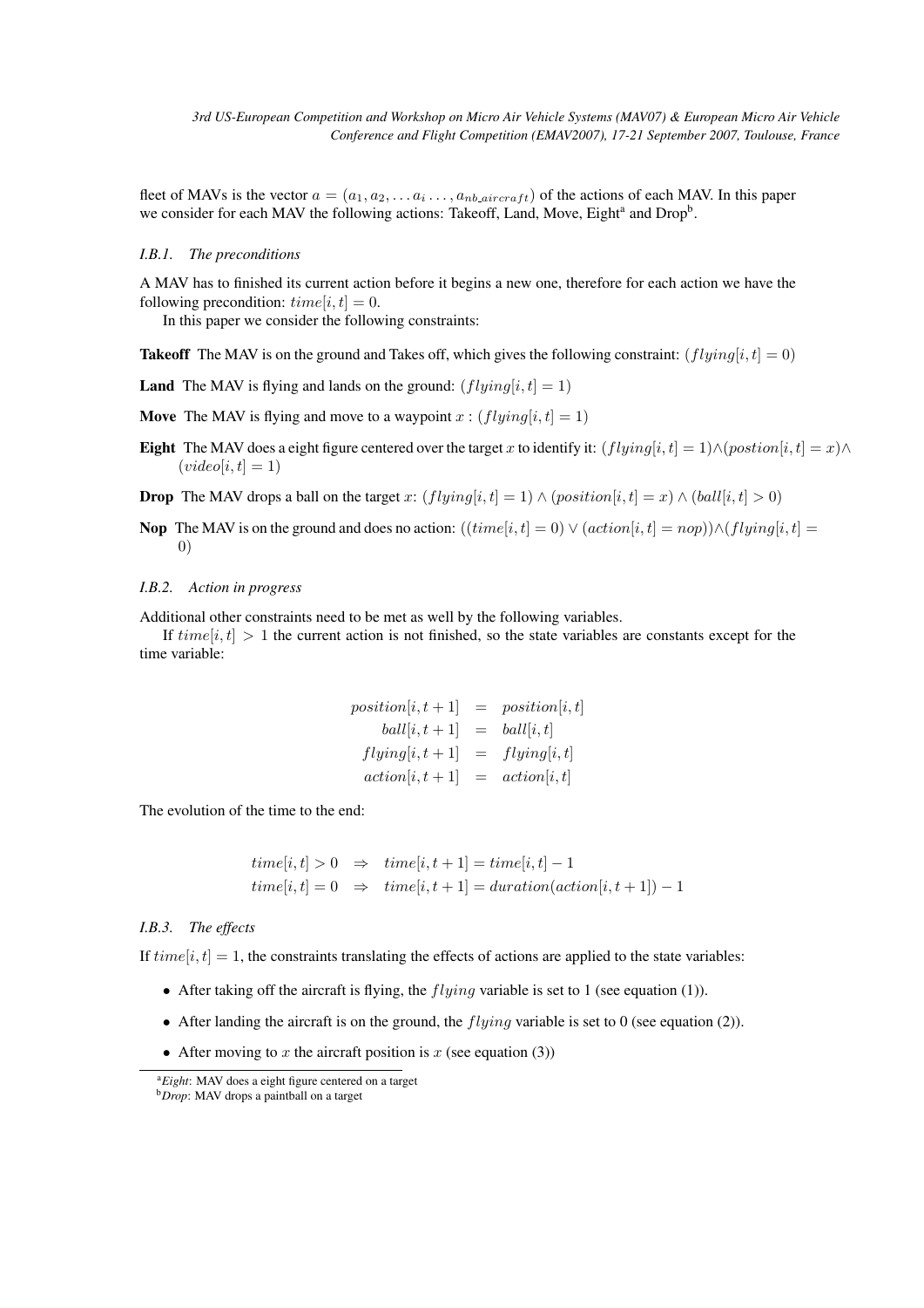fleet of MAVs is the vector $a = (a_1, a_2, \dots a_i \dots, a_{nb\_aircraft})$ of the actions of each MAV. In this paper we consider for each MAV the following actions: Takeoff, Land, Move, Eight[a] and Drop[b].

### I.B.1. *The preconditions*

A MAV has to finished its current action before it begins a new one, therefore for each action we have the following precondition: $time[i,t] = 0$.

In this paper we consider the following constraints:

**Takeoff** The MAV is on the ground and Takes off, which gives the following constraint: $(flying[i,t] = 0)$

**Land** The MAV is flying and lands on the ground: $(flying[i,t] = 1)$

**Move** The MAV is flying and move to a waypoint $x$ : $(flying[i,t] = 1)$

**Eight** The MAV does a eight figure centered over the target $x$ to identify it: $(flying[i,t] = 1) \wedge (postion[i,t] = x) \wedge (video[i,t] = 1)$

**Drop** The MAV drops a ball on the target $x$: $(flying[i,t] = 1) \wedge (position[i,t] = x) \wedge (ball[i,t] > 0)$

**Nop** The MAV is on the ground and does no action: $((time[i,t] = 0) \vee (action[i,t] = nop)) \wedge (flying[i,t] = 0)$

### I.B.2. *Action in progress*

Additional other constraints need to be met as well by the following variables.

If $time[i,t] > 1$ the current action is not finished, so the state variables are constants except for the time variable:

$$
\begin{aligned}
position[i,t+1] &= position[i,t] \\
ball[i,t+1] &= ball[i,t] \\
flying[i,t+1] &= flying[i,t] \\
action[i,t+1] &= action[i,t]
\end{aligned}
$$

The evolution of the time to the end:

$$
\begin{aligned}
time[i,t] > 0 &\Rightarrow time[i,t+1] = time[i,t] - 1 \\
time[i,t] = 0 &\Rightarrow time[i,t+1] = duration(action[i,t+1]) - 1
\end{aligned}
$$

### I.B.3. *The effects*

If $time[i,t] = 1$, the constraints translating the effects of actions are applied to the state variables:

- After taking off the aircraft is flying, the $flying$ variable is set to 1 (see equation (1)).
- After landing the aircraft is on the ground, the $flying$ variable is set to 0 (see equation (2)).
- After moving to $x$ the aircraft position is $x$ (see equation (3))

[a] *Eight*: MAV does a eight figure centered on a target

[b] *Drop*: MAV drops a paintball on a target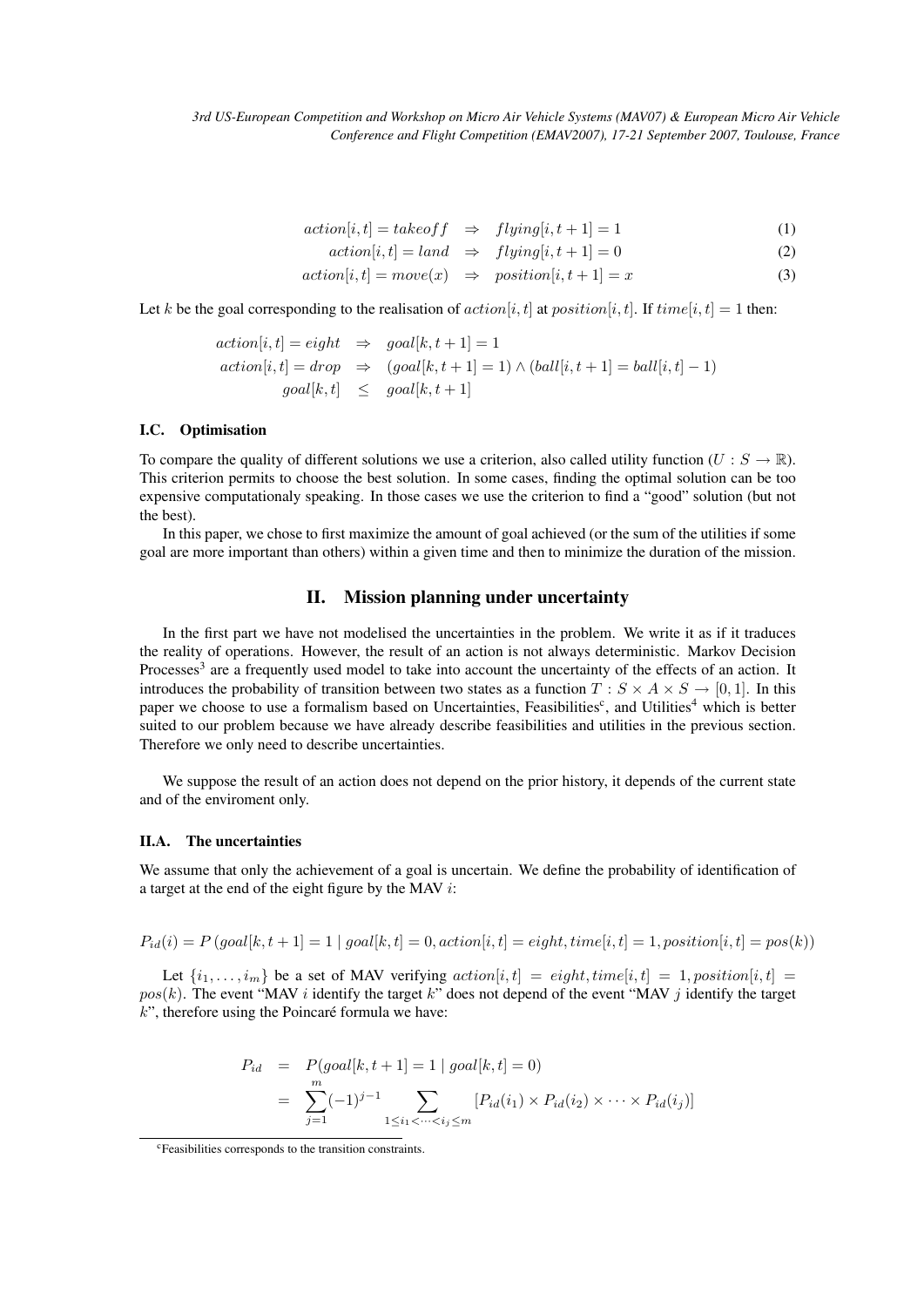$$action[i,t] = takeoff \quad \Rightarrow \quad flying[i,t+1] = 1 \tag{1}$$

$$action[i,t] = land \quad \Rightarrow \quad flying[i,t+1] = 0 \tag{2}$$

$$action[i,t] = move(x) \quad \Rightarrow \quad position[i,t+1] = x \tag{3}$$

Let $k$ be the goal corresponding to the realisation of $action[i,t]$ at $position[i,t]$. If $time[i,t] = 1$ then:

$$
\begin{aligned}
action[i,t] = eight \quad &\Rightarrow \quad goal[k,t+1] = 1 \\
action[i,t] = drop \quad &\Rightarrow \quad (goal[k,t+1] = 1) \wedge (ball[i,t+1] = ball[i,t] - 1) \\
goal[k,t] \quad &\leq \quad goal[k,t+1]
\end{aligned}
$$

### I.C. Optimisation

To compare the quality of different solutions we use a criterion, also called utility function ($U : S \rightarrow \mathbb{R}$). This criterion permits to choose the best solution. In some cases, finding the optimal solution can be too expensive computationaly speaking. In those cases we use the criterion to find a "good" solution (but not the best).

In this paper, we chose to first maximize the amount of goal achieved (or the sum of the utilities if some goal are more important than others) within a given time and then to minimize the duration of the mission.

## II. Mission planning under uncertainty

In the first part we have not modelised the uncertainties in the problem. We write it as if it traduces the reality of operations. However, the result of an action is not always deterministic. Markov Decision Processes[3] are a frequently used model to take into account the uncertainty of the effects of an action. It introduces the probability of transition between two states as a function $T : S \times A \times S \rightarrow [0, 1]$. In this paper we choose to use a formalism based on Uncertainties, Feasibilities[c], and Utilities[4] which is better suited to our problem because we have already describe feasibilities and utilities in the previous section. Therefore we only need to describe uncertainties.

We suppose the result of an action does not depend on the prior history, it depends of the current state and of the enviroment only.

### II.A. The uncertainties

We assume that only the achievement of a goal is uncertain. We define the probability of identification of a target at the end of the eight figure by the MAV $i$:

$$P_{id}(i) = P\left(goal[k,t+1] = 1 \mid goal[k,t] = 0, action[i,t] = eight, time[i,t] = 1, position[i,t] = pos(k)\right)$$

Let $\{i_1, \ldots, i_m\}$ be a set of MAV verifying $action[i,t] = eight, time[i,t] = 1, position[i,t] = pos(k)$. The event "MAV $i$ identify the target $k$" does not depend of the event "MAV $j$ identify the target $k$", therefore using the Poincaré formula we have:

$$
\begin{aligned}
P_{id} &= P(goal[k,t+1] = 1 \mid goal[k,t] = 0) \\
&= \sum_{j=1}^{m} (-1)^{j-1} \sum_{1 \leq i_1 < \cdots < i_j \leq m} \left[P_{id}(i_1) \times P_{id}(i_2) \times \cdots \times P_{id}(i_j)\right]
\end{aligned}
$$

[c] Feasibilities corresponds to the transition constraints.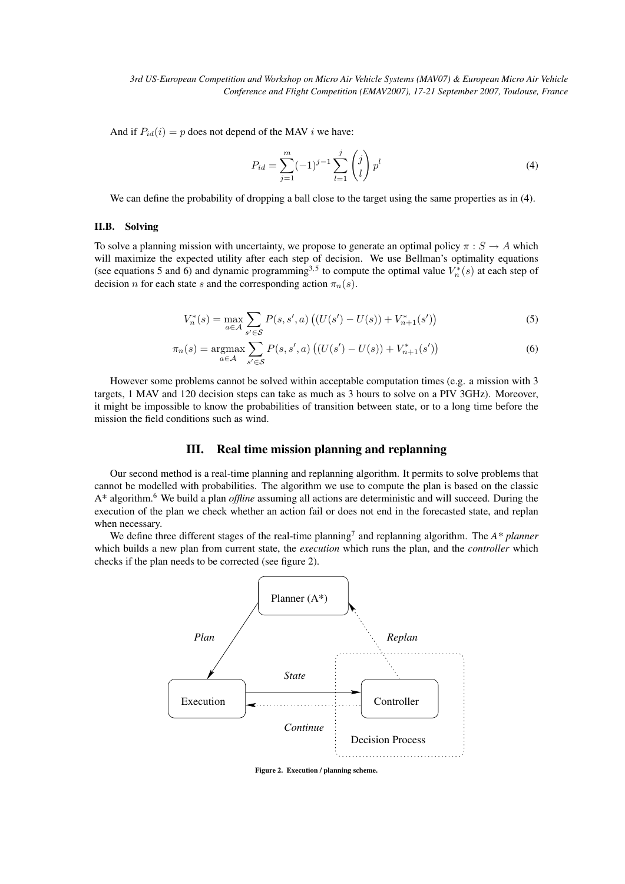And if $P_{id}(i) = p$ does not depend of the MAV $i$ we have:

$$P_{id} = \sum_{j=1}^{m} (-1)^{j-1} \sum_{l=1}^{j} \binom{j}{l} p^l \tag{4}$$

We can define the probability of dropping a ball close to the target using the same properties as in (4).

### II.B. Solving

To solve a planning mission with uncertainty, we propose to generate an optimal policy $\pi : S \to A$ which will maximize the expected utility after each step of decision. We use Bellman's optimality equations (see equations 5 and 6) and dynamic programming[3,5] to compute the optimal value $V_n^*(s)$ at each step of decision $n$ for each state $s$ and the corresponding action $\pi_n(s)$.

$$V_n^*(s) = \max_{a \in \mathcal{A}} \sum_{s' \in \mathcal{S}} P(s, s', a) \left( (U(s') - U(s)) + V_{n+1}^*(s') \right) \tag{5}$$

$$\pi_n(s) = \operatorname*{argmax}_{a \in \mathcal{A}} \sum_{s' \in \mathcal{S}} P(s, s', a) \left( (U(s') - U(s)) + V_{n+1}^*(s') \right) \tag{6}$$

However some problems cannot be solved within acceptable computation times (e.g. a mission with 3 targets, 1 MAV and 120 decision steps can take as much as 3 hours to solve on a PIV 3GHz). Moreover, it might be impossible to know the probabilities of transition between state, or to a long time before the mission the field conditions such as wind.

## III. Real time mission planning and replanning

Our second method is a real-time planning and replanning algorithm. It permits to solve problems that cannot be modelled with probabilities. The algorithm we use to compute the plan is based on the classic A* algorithm.[6] We build a plan *offline* assuming all actions are deterministic and will succeed. During the execution of the plan we check whether an action fail or does not end in the forecasted state, and replan when necessary.

We define three different stages of the real-time planning[7] and replanning algorithm. The *A\* planner* which builds a new plan from current state, the *execution* which runs the plan, and the *controller* which checks if the plan needs to be corrected (see figure 2).

Planner (A*) — *Plan* → Execution — *State* → Controller (Decision Process) — *Continue* → Execution; Controller — *Replan* → Planner (A*)

Figure 2. Execution / planning scheme.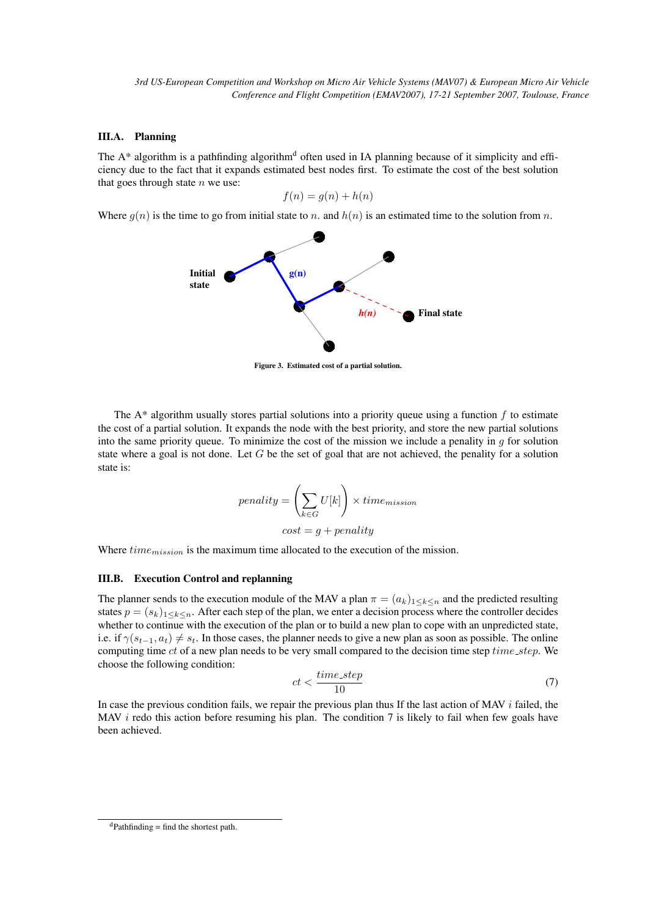### III.A. Planning

The A* algorithm is a pathfinding algorithm[d] often used in IA planning because of it simplicity and efficiency due to the fact that it expands estimated best nodes first. To estimate the cost of the best solution that goes through state $n$ we use:

$$f(n) = g(n) + h(n)$$

Where $g(n)$ is the time to go from initial state to $n$. and $h(n)$ is an estimated time to the solution from $n$.

Figure 3. Estimated cost of a partial solution.

The A* algorithm usually stores partial solutions into a priority queue using a function $f$ to estimate the cost of a partial solution. It expands the node with the best priority, and store the new partial solutions into the same priority queue. To minimize the cost of the mission we include a penality in $g$ for solution state where a goal is not done. Let $G$ be the set of goal that are not achieved, the penality for a solution state is:

$$penality = \left( \sum_{k \in G} U[k] \right) \times time_{mission}$$

$$cost = g + penality$$

Where $time_{mission}$ is the maximum time allocated to the execution of the mission.

### III.B. Execution Control and replanning

The planner sends to the execution module of the MAV a plan $\pi = (a_k)_{1 \leq k \leq n}$ and the predicted resulting states $p = (s_k)_{1 \leq k \leq n}$. After each step of the plan, we enter a decision process where the controller decides whether to continue with the execution of the plan or to build a new plan to cope with an unpredicted state, i.e. if $\gamma(s_{t-1}, a_t) \neq s_t$. In those cases, the planner needs to give a new plan as soon as possible. The online computing time $ct$ of a new plan needs to be very small compared to the decision time step $time\_step$. We choose the following condition:

$$ct < \frac{time\_step}{10} \tag{7}$$

In case the previous condition fails, we repair the previous plan thus If the last action of MAV $i$ failed, the MAV $i$ redo this action before resuming his plan. The condition 7 is likely to fail when few goals have been achieved.

---

[d] Pathfinding = find the shortest path.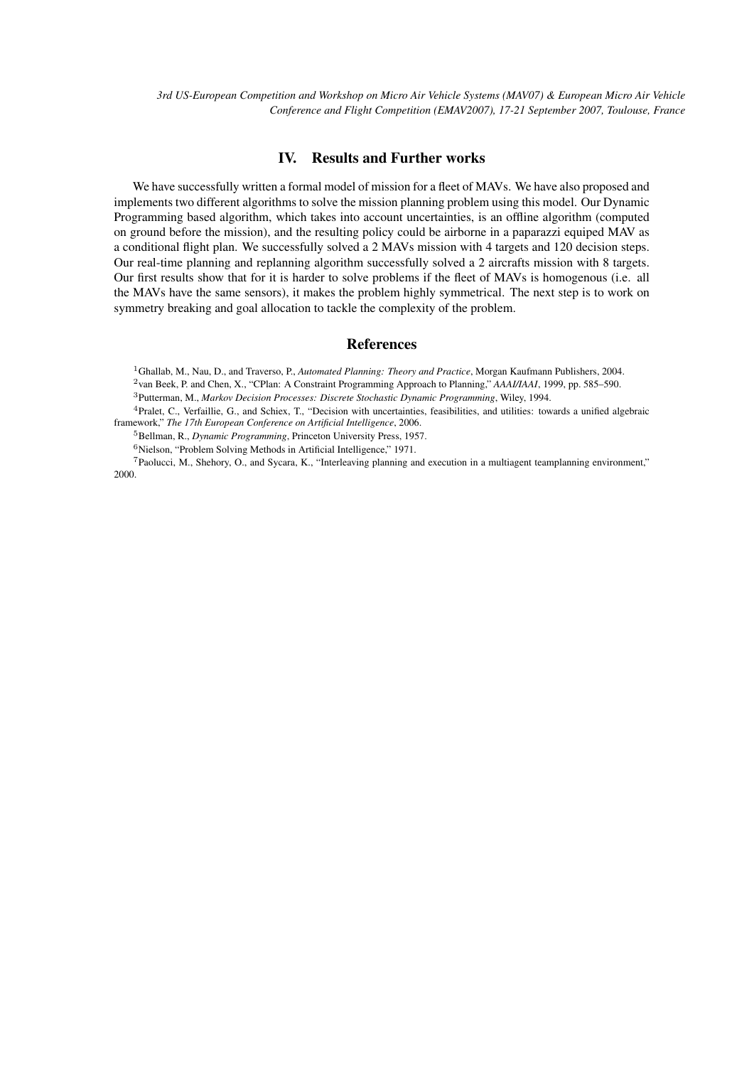## IV. Results and Further works

We have successfully written a formal model of mission for a fleet of MAVs. We have also proposed and implements two different algorithms to solve the mission planning problem using this model. Our Dynamic Programming based algorithm, which takes into account uncertainties, is an offline algorithm (computed on ground before the mission), and the resulting policy could be airborne in a paparazzi equiped MAV as a conditional flight plan. We successfully solved a 2 MAVs mission with 4 targets and 120 decision steps. Our real-time planning and replanning algorithm successfully solved a 2 aircrafts mission with 8 targets. Our first results show that for it is harder to solve problems if the fleet of MAVs is homogenous (i.e. all the MAVs have the same sensors), it makes the problem highly symmetrical. The next step is to work on symmetry breaking and goal allocation to tackle the complexity of the problem.

## References

[1]Ghallab, M., Nau, D., and Traverso, P., *Automated Planning: Theory and Practice*, Morgan Kaufmann Publishers, 2004.

[2]van Beek, P. and Chen, X., "CPlan: A Constraint Programming Approach to Planning," *AAAI/IAAI*, 1999, pp. 585–590.

[3]Putterman, M., *Markov Decision Processes: Discrete Stochastic Dynamic Programming*, Wiley, 1994.

[4]Pralet, C., Verfaillie, G., and Schiex, T., "Decision with uncertainties, feasibilities, and utilities: towards a unified algebraic framework," *The 17th European Conference on Artificial Intelligence*, 2006.

[5]Bellman, R., *Dynamic Programming*, Princeton University Press, 1957.

[6]Nielson, "Problem Solving Methods in Artificial Intelligence," 1971.

[7]Paolucci, M., Shehory, O., and Sycara, K., "Interleaving planning and execution in a multiagent teamplanning environment," 2000.